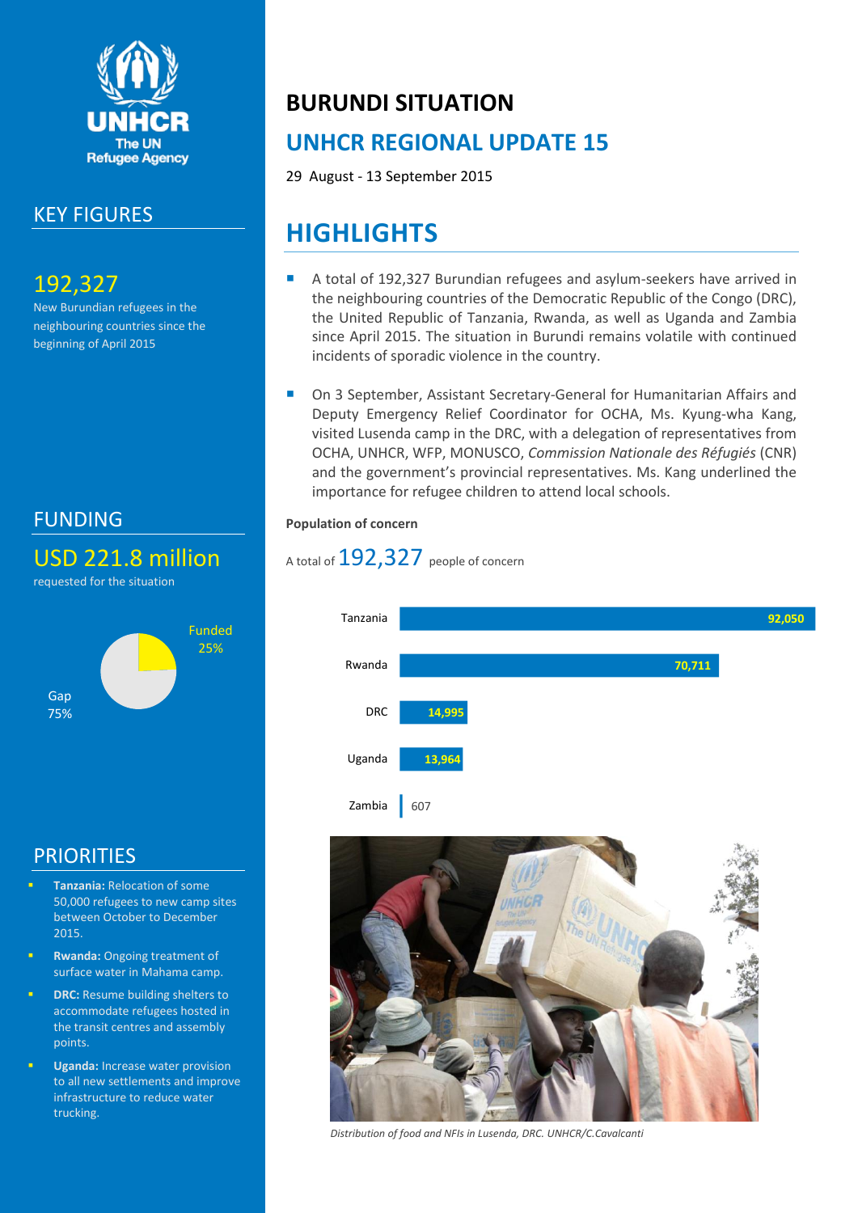# BURUNDI SITUATION

## UNHCR REGIONAL UPDATE 15

29 August - 13 September 2015

## KEY FIGURES

**192,327**

New Burundian refugees in the neighbouring countries since the beginning of April 2015

## FUNDING

**USD 221.8 million**

requested for the situation

Funded 25%

Gap 75%

## PRIORITIES

- **Tanzania:** Relocation of some 50,000 refugees to new camp sites between October to December 2015.
- **Rwanda:** Ongoing treatment of surface water in Mahama camp.
- **DRC:** Resume building shelters to accommodate refugees hosted in the transit centres and assembly points.
- **Uganda:** Increase water provision to all new settlements and improve infrastructure to reduce water trucking.

## HIGHLIGHTS

- A total of 192,327 Burundian refugees and asylum-seekers have arrived in the neighbouring countries of the Democratic Republic of the Congo (DRC), the United Republic of Tanzania, Rwanda, as well as Uganda and Zambia since April 2015. The situation in Burundi remains volatile with continued incidents of sporadic violence in the country.
- On 3 September, Assistant Secretary-General for Humanitarian Affairs and Deputy Emergency Relief Coordinator for OCHA, Ms. Kyung-wha Kang, visited Lusenda camp in the DRC, with a delegation of representatives from OCHA, UNHCR, WFP, MONUSCO, *Commission Nationale des Réfugiés* (CNR) and the government's provincial representatives. Ms. Kang underlined the importance for refugee children to attend local schools.

**Population of concern**

A total of 192,327 people of concern

| Country | People of concern |
|---|---|
| Tanzania | 92,050 |
| Rwanda | 70,711 |
| DRC | 14,995 |
| Uganda | 13,964 |
| Zambia | 607 |

*Distribution of food and NFIs in Lusenda, DRC. UNHCR/C.Cavalcanti*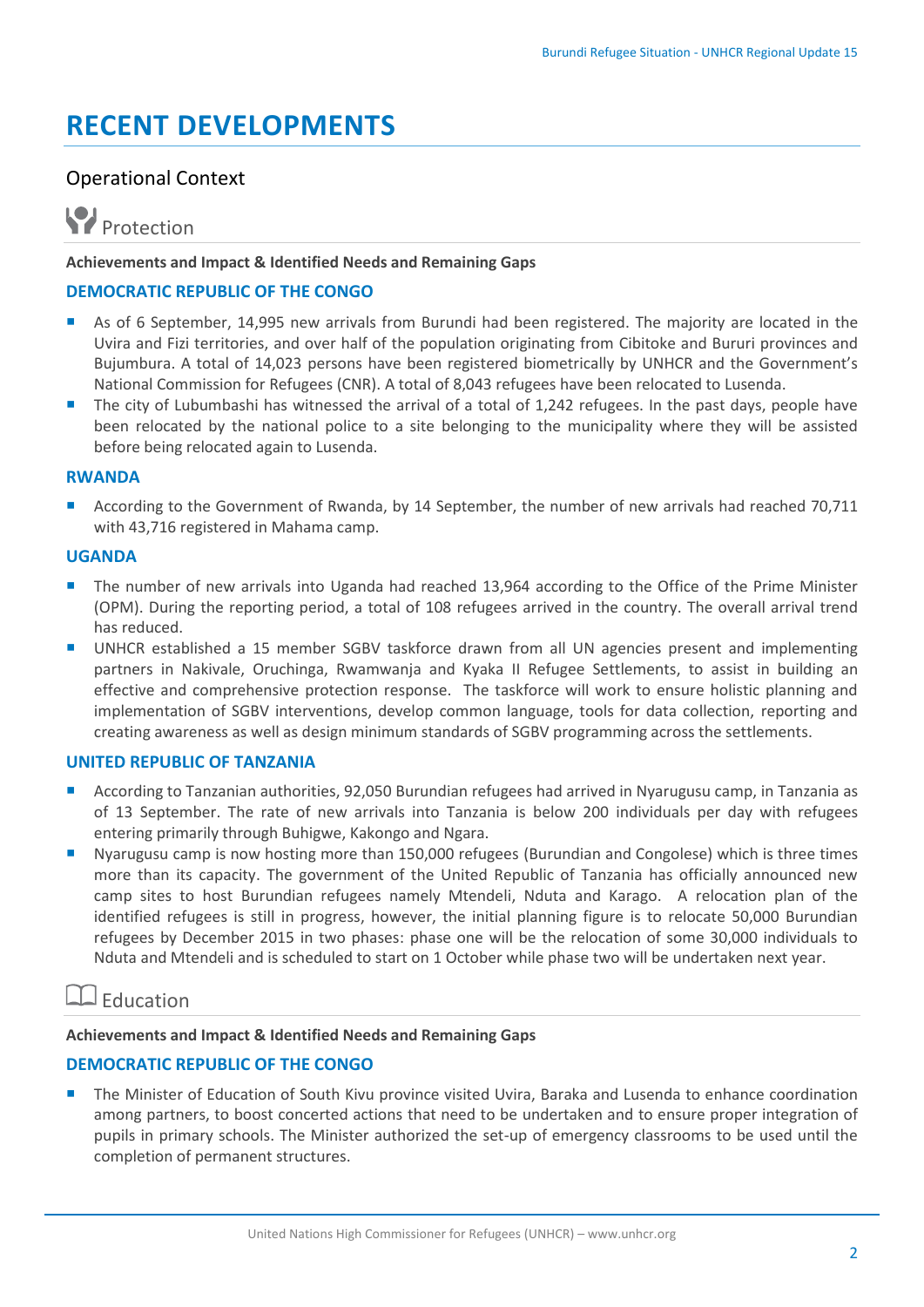# RECENT DEVELOPMENTS

## Operational Context

### Protection

**Achievements and Impact & Identified Needs and Remaining Gaps**

**DEMOCRATIC REPUBLIC OF THE CONGO**

- As of 6 September, 14,995 new arrivals from Burundi had been registered. The majority are located in the Uvira and Fizi territories, and over half of the population originating from Cibitoke and Bururi provinces and Bujumbura. A total of 14,023 persons have been registered biometrically by UNHCR and the Government's National Commission for Refugees (CNR). A total of 8,043 refugees have been relocated to Lusenda.
- The city of Lubumbashi has witnessed the arrival of a total of 1,242 refugees. In the past days, people have been relocated by the national police to a site belonging to the municipality where they will be assisted before being relocated again to Lusenda.

**RWANDA**

- According to the Government of Rwanda, by 14 September, the number of new arrivals had reached 70,711 with 43,716 registered in Mahama camp.

**UGANDA**

- The number of new arrivals into Uganda had reached 13,964 according to the Office of the Prime Minister (OPM). During the reporting period, a total of 108 refugees arrived in the country. The overall arrival trend has reduced.
- UNHCR established a 15 member SGBV taskforce drawn from all UN agencies present and implementing partners in Nakivale, Oruchinga, Rwamwanja and Kyaka II Refugee Settlements, to assist in building an effective and comprehensive protection response. The taskforce will work to ensure holistic planning and implementation of SGBV interventions, develop common language, tools for data collection, reporting and creating awareness as well as design minimum standards of SGBV programming across the settlements.

**UNITED REPUBLIC OF TANZANIA**

- According to Tanzanian authorities, 92,050 Burundian refugees had arrived in Nyarugusu camp, in Tanzania as of 13 September. The rate of new arrivals into Tanzania is below 200 individuals per day with refugees entering primarily through Buhigwe, Kakongo and Ngara.
- Nyarugusu camp is now hosting more than 150,000 refugees (Burundian and Congolese) which is three times more than its capacity. The government of the United Republic of Tanzania has officially announced new camp sites to host Burundian refugees namely Mtendeli, Nduta and Karago. A relocation plan of the identified refugees is still in progress, however, the initial planning figure is to relocate 50,000 Burundian refugees by December 2015 in two phases: phase one will be the relocation of some 30,000 individuals to Nduta and Mtendeli and is scheduled to start on 1 October while phase two will be undertaken next year.

### Education

**Achievements and Impact & Identified Needs and Remaining Gaps**

**DEMOCRATIC REPUBLIC OF THE CONGO**

- The Minister of Education of South Kivu province visited Uvira, Baraka and Lusenda to enhance coordination among partners, to boost concerted actions that need to be undertaken and to ensure proper integration of pupils in primary schools. The Minister authorized the set-up of emergency classrooms to be used until the completion of permanent structures.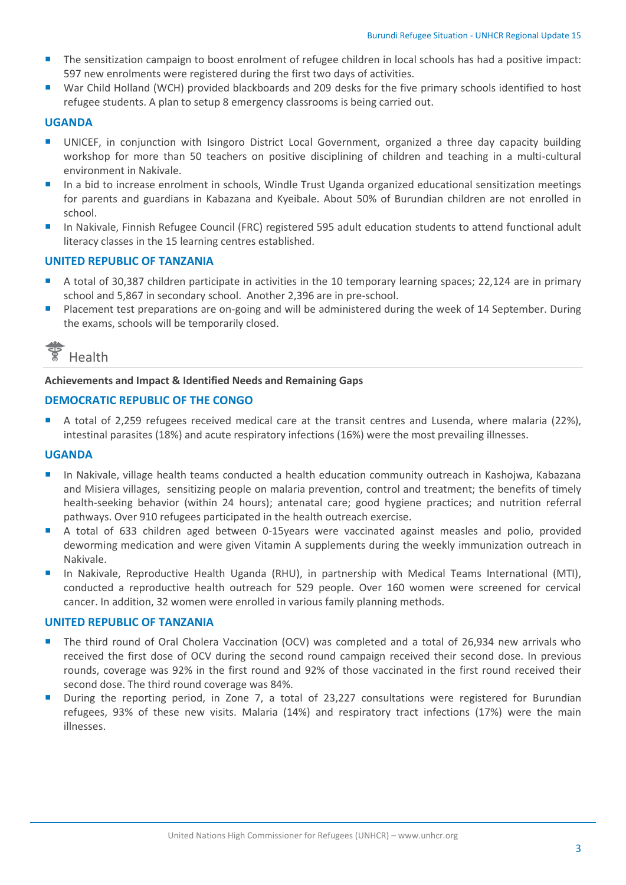- The sensitization campaign to boost enrolment of refugee children in local schools has had a positive impact: 597 new enrolments were registered during the first two days of activities.
- War Child Holland (WCH) provided blackboards and 209 desks for the five primary schools identified to host refugee students. A plan to setup 8 emergency classrooms is being carried out.

### UGANDA

- UNICEF, in conjunction with Isingoro District Local Government, organized a three day capacity building workshop for more than 50 teachers on positive disciplining of children and teaching in a multi-cultural environment in Nakivale.
- In a bid to increase enrolment in schools, Windle Trust Uganda organized educational sensitization meetings for parents and guardians in Kabazana and Kyeibale. About 50% of Burundian children are not enrolled in school.
- In Nakivale, Finnish Refugee Council (FRC) registered 595 adult education students to attend functional adult literacy classes in the 15 learning centres established.

### UNITED REPUBLIC OF TANZANIA

- A total of 30,387 children participate in activities in the 10 temporary learning spaces; 22,124 are in primary school and 5,867 in secondary school. Another 2,396 are in pre-school.
- Placement test preparations are on-going and will be administered during the week of 14 September. During the exams, schools will be temporarily closed.

## Health

**Achievements and Impact & Identified Needs and Remaining Gaps**

### DEMOCRATIC REPUBLIC OF THE CONGO

- A total of 2,259 refugees received medical care at the transit centres and Lusenda, where malaria (22%), intestinal parasites (18%) and acute respiratory infections (16%) were the most prevailing illnesses.

### UGANDA

- In Nakivale, village health teams conducted a health education community outreach in Kashojwa, Kabazana and Misiera villages, sensitizing people on malaria prevention, control and treatment; the benefits of timely health-seeking behavior (within 24 hours); antenatal care; good hygiene practices; and nutrition referral pathways. Over 910 refugees participated in the health outreach exercise.
- A total of 633 children aged between 0-15years were vaccinated against measles and polio, provided deworming medication and were given Vitamin A supplements during the weekly immunization outreach in Nakivale.
- In Nakivale, Reproductive Health Uganda (RHU), in partnership with Medical Teams International (MTI), conducted a reproductive health outreach for 529 people. Over 160 women were screened for cervical cancer. In addition, 32 women were enrolled in various family planning methods.

### UNITED REPUBLIC OF TANZANIA

- The third round of Oral Cholera Vaccination (OCV) was completed and a total of 26,934 new arrivals who received the first dose of OCV during the second round campaign received their second dose. In previous rounds, coverage was 92% in the first round and 92% of those vaccinated in the first round received their second dose. The third round coverage was 84%.
- During the reporting period, in Zone 7, a total of 23,227 consultations were registered for Burundian refugees, 93% of these new visits. Malaria (14%) and respiratory tract infections (17%) were the main illnesses.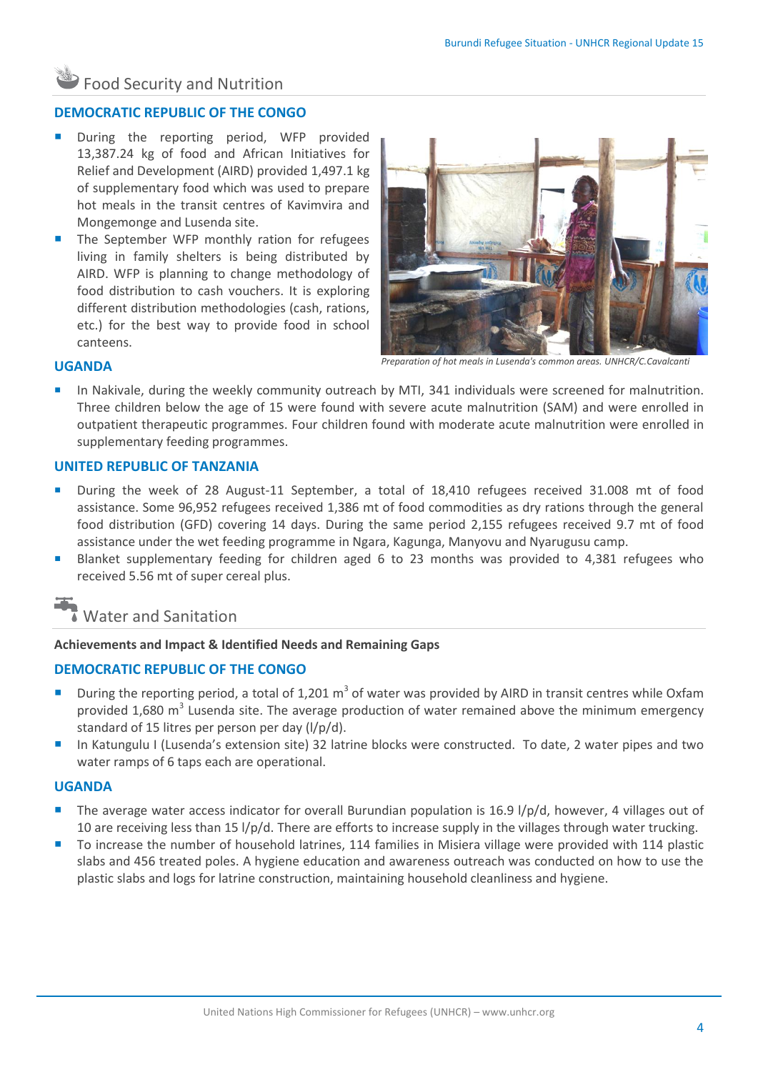## Food Security and Nutrition

### DEMOCRATIC REPUBLIC OF THE CONGO

- During the reporting period, WFP provided 13,387.24 kg of food and African Initiatives for Relief and Development (AIRD) provided 1,497.1 kg of supplementary food which was used to prepare hot meals in the transit centres of Kavimvira and Mongemonge and Lusenda site.
- The September WFP monthly ration for refugees living in family shelters is being distributed by AIRD. WFP is planning to change methodology of food distribution to cash vouchers. It is exploring different distribution methodologies (cash, rations, etc.) for the best way to provide food in school canteens.

*Preparation of hot meals in Lusenda's common areas. UNHCR/C.Cavalcanti*

### UGANDA

- In Nakivale, during the weekly community outreach by MTI, 341 individuals were screened for malnutrition. Three children below the age of 15 were found with severe acute malnutrition (SAM) and were enrolled in outpatient therapeutic programmes. Four children found with moderate acute malnutrition were enrolled in supplementary feeding programmes.

### UNITED REPUBLIC OF TANZANIA

- During the week of 28 August-11 September, a total of 18,410 refugees received 31.008 mt of food assistance. Some 96,952 refugees received 1,386 mt of food commodities as dry rations through the general food distribution (GFD) covering 14 days. During the same period 2,155 refugees received 9.7 mt of food assistance under the wet feeding programme in Ngara, Kagunga, Manyovu and Nyarugusu camp.
- Blanket supplementary feeding for children aged 6 to 23 months was provided to 4,381 refugees who received 5.56 mt of super cereal plus.

## Water and Sanitation

**Achievements and Impact & Identified Needs and Remaining Gaps**

### DEMOCRATIC REPUBLIC OF THE CONGO

- During the reporting period, a total of 1,201 $m^3$ of water was provided by AIRD in transit centres while Oxfam provided 1,680 $m^3$ Lusenda site. The average production of water remained above the minimum emergency standard of 15 litres per person per day (l/p/d).
- In Katungulu I (Lusenda's extension site) 32 latrine blocks were constructed. To date, 2 water pipes and two water ramps of 6 taps each are operational.

### UGANDA

- The average water access indicator for overall Burundian population is 16.9 l/p/d, however, 4 villages out of 10 are receiving less than 15 l/p/d. There are efforts to increase supply in the villages through water trucking.
- To increase the number of household latrines, 114 families in Misiera village were provided with 114 plastic slabs and 456 treated poles. A hygiene education and awareness outreach was conducted on how to use the plastic slabs and logs for latrine construction, maintaining household cleanliness and hygiene.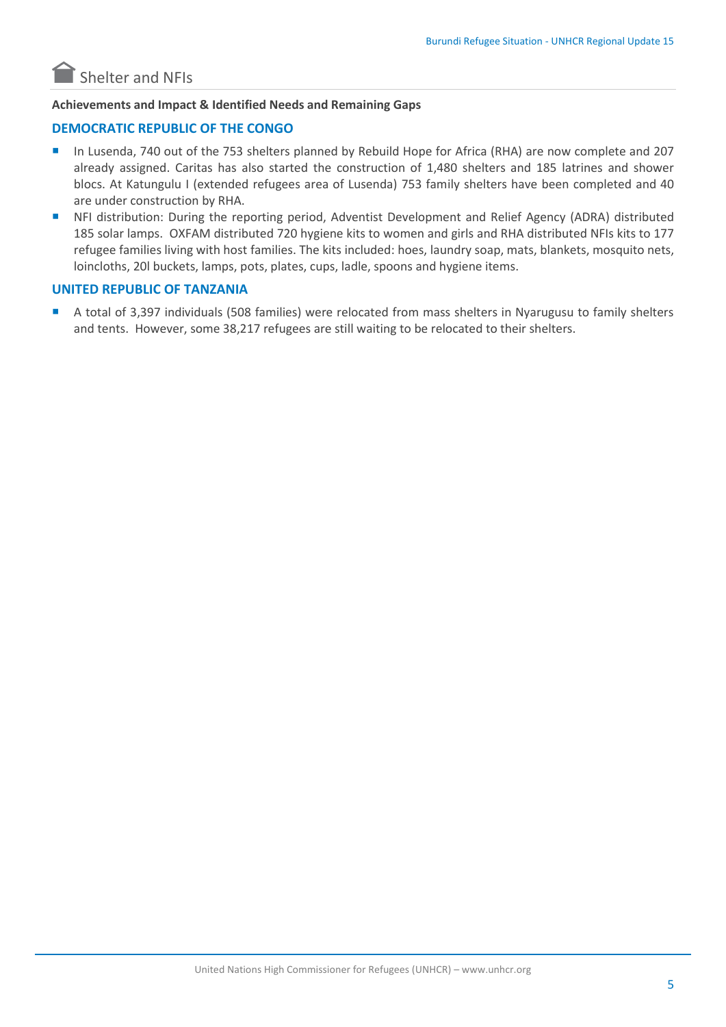## Shelter and NFIs

**Achievements and Impact & Identified Needs and Remaining Gaps**

### DEMOCRATIC REPUBLIC OF THE CONGO

- In Lusenda, 740 out of the 753 shelters planned by Rebuild Hope for Africa (RHA) are now complete and 207 already assigned. Caritas has also started the construction of 1,480 shelters and 185 latrines and shower blocs. At Katungulu I (extended refugees area of Lusenda) 753 family shelters have been completed and 40 are under construction by RHA.
- NFI distribution: During the reporting period, Adventist Development and Relief Agency (ADRA) distributed 185 solar lamps. OXFAM distributed 720 hygiene kits to women and girls and RHA distributed NFIs kits to 177 refugee families living with host families. The kits included: hoes, laundry soap, mats, blankets, mosquito nets, loincloths, 20l buckets, lamps, pots, plates, cups, ladle, spoons and hygiene items.

### UNITED REPUBLIC OF TANZANIA

- A total of 3,397 individuals (508 families) were relocated from mass shelters in Nyarugusu to family shelters and tents. However, some 38,217 refugees are still waiting to be relocated to their shelters.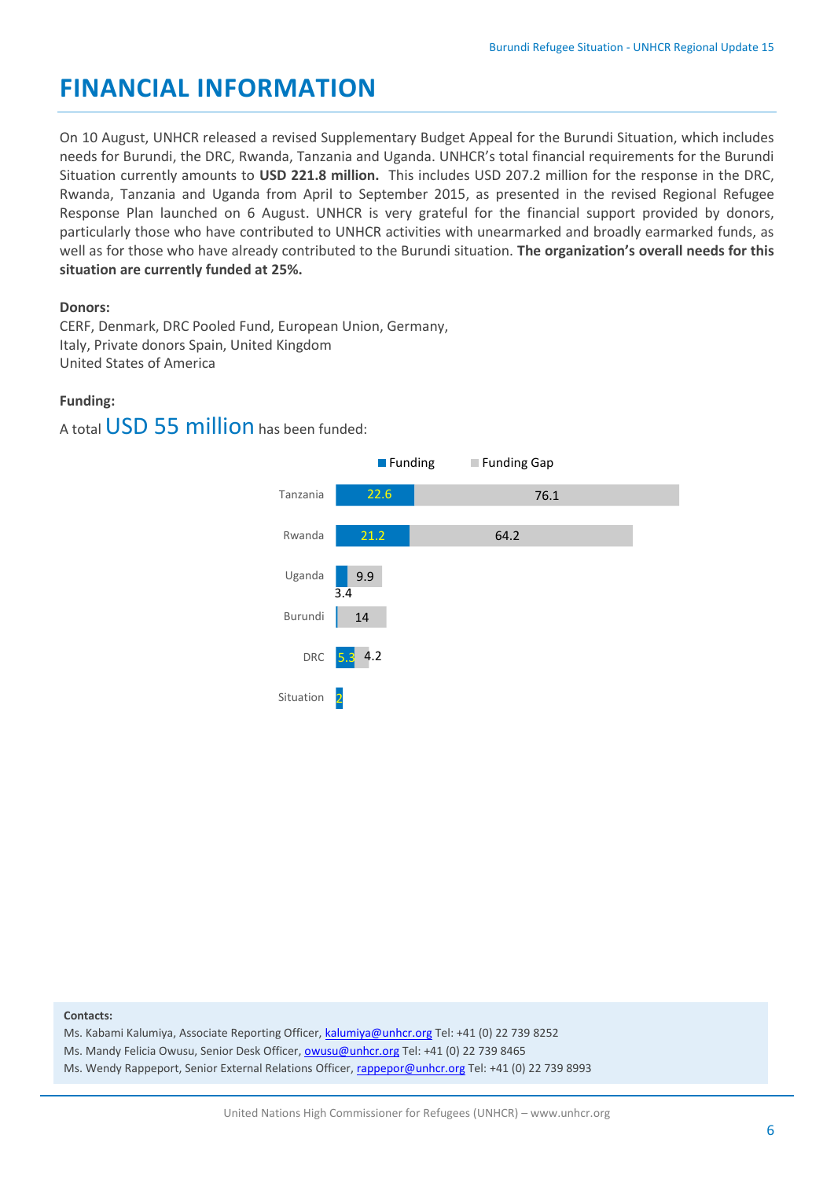# FINANCIAL INFORMATION

On 10 August, UNHCR released a revised Supplementary Budget Appeal for the Burundi Situation, which includes needs for Burundi, the DRC, Rwanda, Tanzania and Uganda. UNHCR's total financial requirements for the Burundi Situation currently amounts to **USD 221.8 million.** This includes USD 207.2 million for the response in the DRC, Rwanda, Tanzania and Uganda from April to September 2015, as presented in the revised Regional Refugee Response Plan launched on 6 August. UNHCR is very grateful for the financial support provided by donors, particularly those who have contributed to UNHCR activities with unearmarked and broadly earmarked funds, as well as for those who have already contributed to the Burundi situation. **The organization's overall needs for this situation are currently funded at 25%.**

**Donors:**

CERF, Denmark, DRC Pooled Fund, European Union, Germany, Italy, Private donors Spain, United Kingdom United States of America

**Funding:**

A total USD 55 million has been funded:

| | Funding | Funding Gap |
|---|---|---|
| Tanzania | 22.6 | 76.1 |
| Rwanda | 21.2 | 64.2 |
| Uganda | 3.4 | 9.9 |
| Burundi | | 14 |
| DRC | 5.3 | 4.2 |
| Situation | 2 | |

**Contacts:**

Ms. Kabami Kalumiya, Associate Reporting Officer, kalumiya@unhcr.org Tel: +41 (0) 22 739 8252

Ms. Mandy Felicia Owusu, Senior Desk Officer, owusu@unhcr.org Tel: +41 (0) 22 739 8465

Ms. Wendy Rappeport, Senior External Relations Officer, rappepor@unhcr.org Tel: +41 (0) 22 739 8993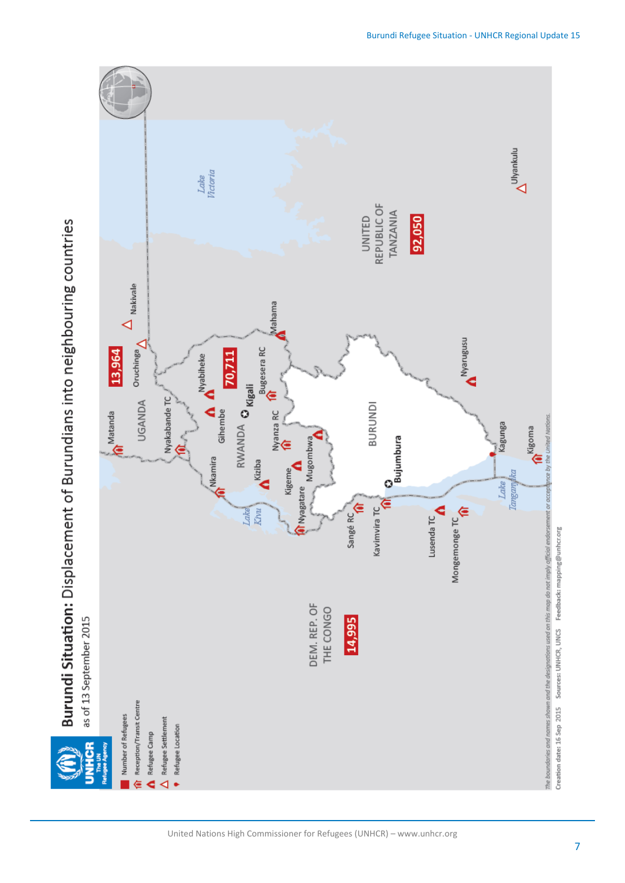# Burundi Situation: Displacement of Burundians into neighbouring countries

as of 13 September 2015

UNHCR
The UN Refugee Agency

- Number of Refugees
- Reception/Transit Centre
- Refugee Camp
- Refugee Settlement
- Refugee Location

UGANDA
13,964

Matanda
Oruchinga
Nakivale
Nyakabande TC

RWANDA
70,711

Nkamira
Gihembe
Nyabiheke
Kigali
Bugesera RC
Mahama
Nyanza RC
Kiziba
Kigeme
Mugombwa
Nyagatare

Lake Kivu
Lake Victoria
Lake Tanganyika

UNITED REPUBLIC OF TANZANIA
92,050

Ulyankulu
Nyarugusu
Kagunga
Kigoma

BURUNDI
Bujumbura

DEM. REP. OF THE CONGO
14,995

Sangé RC
Kavimvira TC
Lusenda TC
Mongemonge TC

*The boundaries and names shown and the designations used on this map do not imply official endorsement or acceptance by the United Nations.*

Creation date: 16 Sep 2015 Sources: UNHCR, UNCS Feedback: mapping@unhcr.org